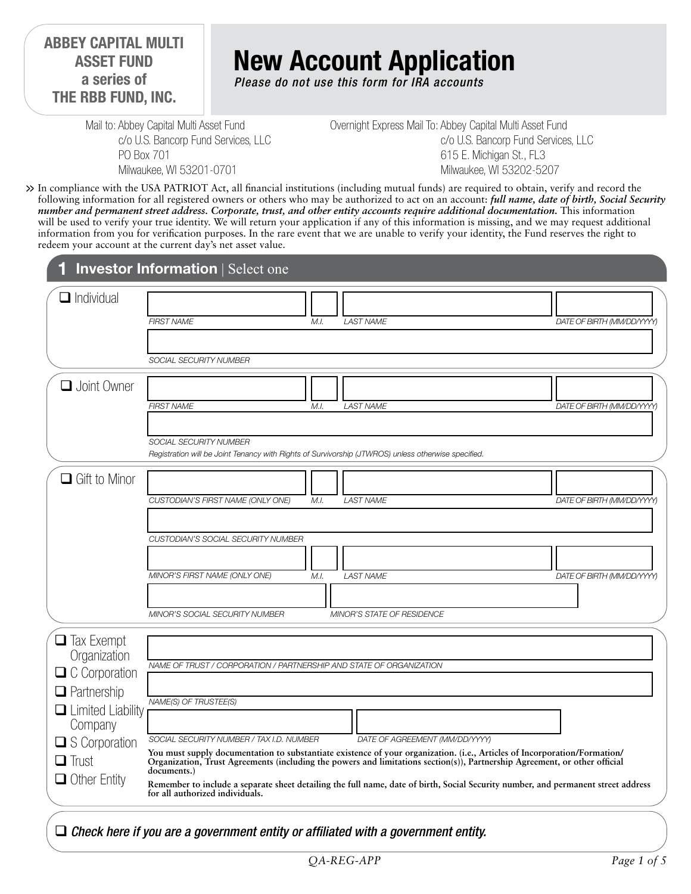**ABBEY CAPITAL MULTI ASSET FUND**
**a series of**
**THE RBB FUND, INC.**

# New Account Application

***Please do not use this form for IRA accounts***

Mail to: Abbey Capital Multi Asset Fund
c/o U.S. Bancorp Fund Services, LLC
PO Box 701
Milwaukee, WI 53201-0701

Overnight Express Mail To: Abbey Capital Multi Asset Fund
c/o U.S. Bancorp Fund Services, LLC
615 E. Michigan St., FL3
Milwaukee, WI 53202-5207

» In compliance with the USA PATRIOT Act, all financial institutions (including mutual funds) are required to obtain, verify and record the following information for all registered owners or others who may be authorized to act on an account: ***full name, date of birth, Social Security number and permanent street address. Corporate, trust, and other entity accounts require additional documentation.*** This information will be used to verify your true identity. We will return your application if any of this information is missing, and we may request additional information from you for verification purposes. In the rare event that we are unable to verify your identity, the Fund reserves the right to redeem your account at the current day's net asset value.

## 1 Investor Information | Select one

❑ Individual

FIRST NAME | M.I. | LAST NAME | DATE OF BIRTH (MM/DD/YYYY)

SOCIAL SECURITY NUMBER

❑ Joint Owner

FIRST NAME | M.I. | LAST NAME | DATE OF BIRTH (MM/DD/YYYY)

SOCIAL SECURITY NUMBER

*Registration will be Joint Tenancy with Rights of Survivorship (JTWROS) unless otherwise specified.*

❑ Gift to Minor

CUSTODIAN'S FIRST NAME (ONLY ONE) | M.I. | LAST NAME | DATE OF BIRTH (MM/DD/YYYY)

CUSTODIAN'S SOCIAL SECURITY NUMBER

MINOR'S FIRST NAME (ONLY ONE) | M.I. | LAST NAME | DATE OF BIRTH (MM/DD/YYYY)

MINOR'S SOCIAL SECURITY NUMBER | MINOR'S STATE OF RESIDENCE

❑ Tax Exempt Organization
❑ C Corporation
❑ Partnership
❑ Limited Liability Company
❑ S Corporation
❑ Trust
❑ Other Entity

NAME OF TRUST / CORPORATION / PARTNERSHIP AND STATE OF ORGANIZATION

NAME(S) OF TRUSTEE(S)

SOCIAL SECURITY NUMBER / TAX I.D. NUMBER | DATE OF AGREEMENT (MM/DD/YYYY)

**You must supply documentation to substantiate existence of your organization. (i.e., Articles of Incorporation/Formation/ Organization, Trust Agreements (including the powers and limitations section(s)), Partnership Agreement, or other official documents.)**

**Remember to include a separate sheet detailing the full name, date of birth, Social Security number, and permanent street address for all authorized individuals.**

❑ ***Check here if you are a government entity or affiliated with a government entity.***

QA-REG-APP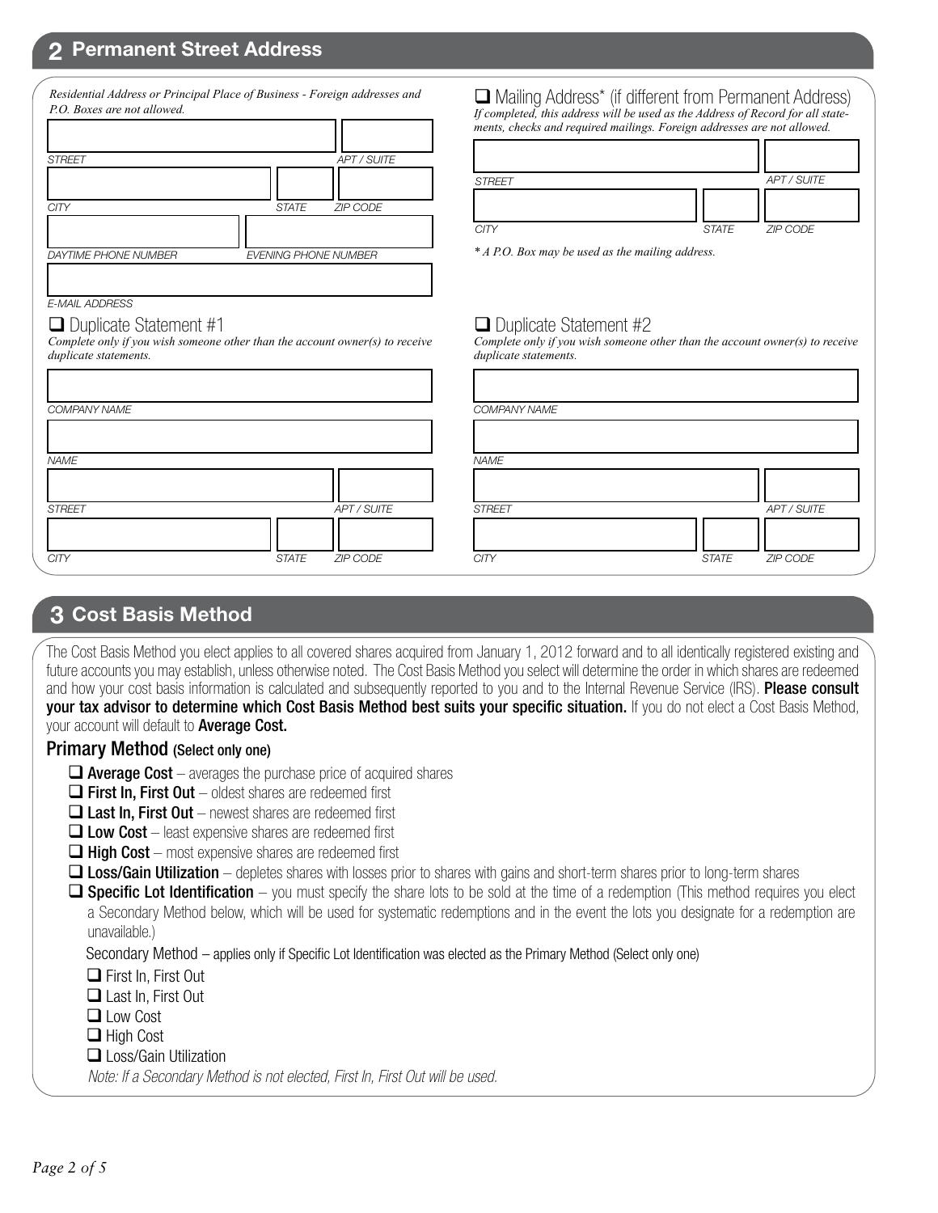## 2 Permanent Street Address

*Residential Address or Principal Place of Business - Foreign addresses and P.O. Boxes are not allowed.*

STREET | APT / SUITE

CITY | STATE | ZIP CODE

DAYTIME PHONE NUMBER | EVENING PHONE NUMBER

E-MAIL ADDRESS

❑ Mailing Address* (if different from Permanent Address)
*If completed, this address will be used as the Address of Record for all statements, checks and required mailings. Foreign addresses are not allowed.*

STREET | APT / SUITE

CITY | STATE | ZIP CODE

*\* A P.O. Box may be used as the mailing address.*

❑ Duplicate Statement #1
*Complete only if you wish someone other than the account owner(s) to receive duplicate statements.*

COMPANY NAME

NAME

STREET | APT / SUITE

CITY | STATE | ZIP CODE

❑ Duplicate Statement #2
*Complete only if you wish someone other than the account owner(s) to receive duplicate statements.*

COMPANY NAME

NAME

STREET | APT / SUITE

CITY | STATE | ZIP CODE

## 3 Cost Basis Method

The Cost Basis Method you elect applies to all covered shares acquired from January 1, 2012 forward and to all identically registered existing and future accounts you may establish, unless otherwise noted. The Cost Basis Method you select will determine the order in which shares are redeemed and how your cost basis information is calculated and subsequently reported to you and to the Internal Revenue Service (IRS). **Please consult your tax advisor to determine which Cost Basis Method best suits your specific situation.** If you do not elect a Cost Basis Method, your account will default to **Average Cost.**

### Primary Method (Select only one)

- ❑ **Average Cost** – averages the purchase price of acquired shares
- ❑ **First In, First Out** – oldest shares are redeemed first
- ❑ **Last In, First Out** – newest shares are redeemed first
- ❑ **Low Cost** – least expensive shares are redeemed first
- ❑ **High Cost** – most expensive shares are redeemed first
- ❑ **Loss/Gain Utilization** – depletes shares with losses prior to shares with gains and short-term shares prior to long-term shares
- ❑ **Specific Lot Identification** – you must specify the share lots to be sold at the time of a redemption (This method requires you elect a Secondary Method below, which will be used for systematic redemptions and in the event the lots you designate for a redemption are unavailable.)

Secondary Method – applies only if Specific Lot Identification was elected as the Primary Method (Select only one)

- ❑ First In, First Out
- ❑ Last In, First Out
- ❑ Low Cost
- ❑ High Cost
- ❑ Loss/Gain Utilization

*Note: If a Secondary Method is not elected, First In, First Out will be used.*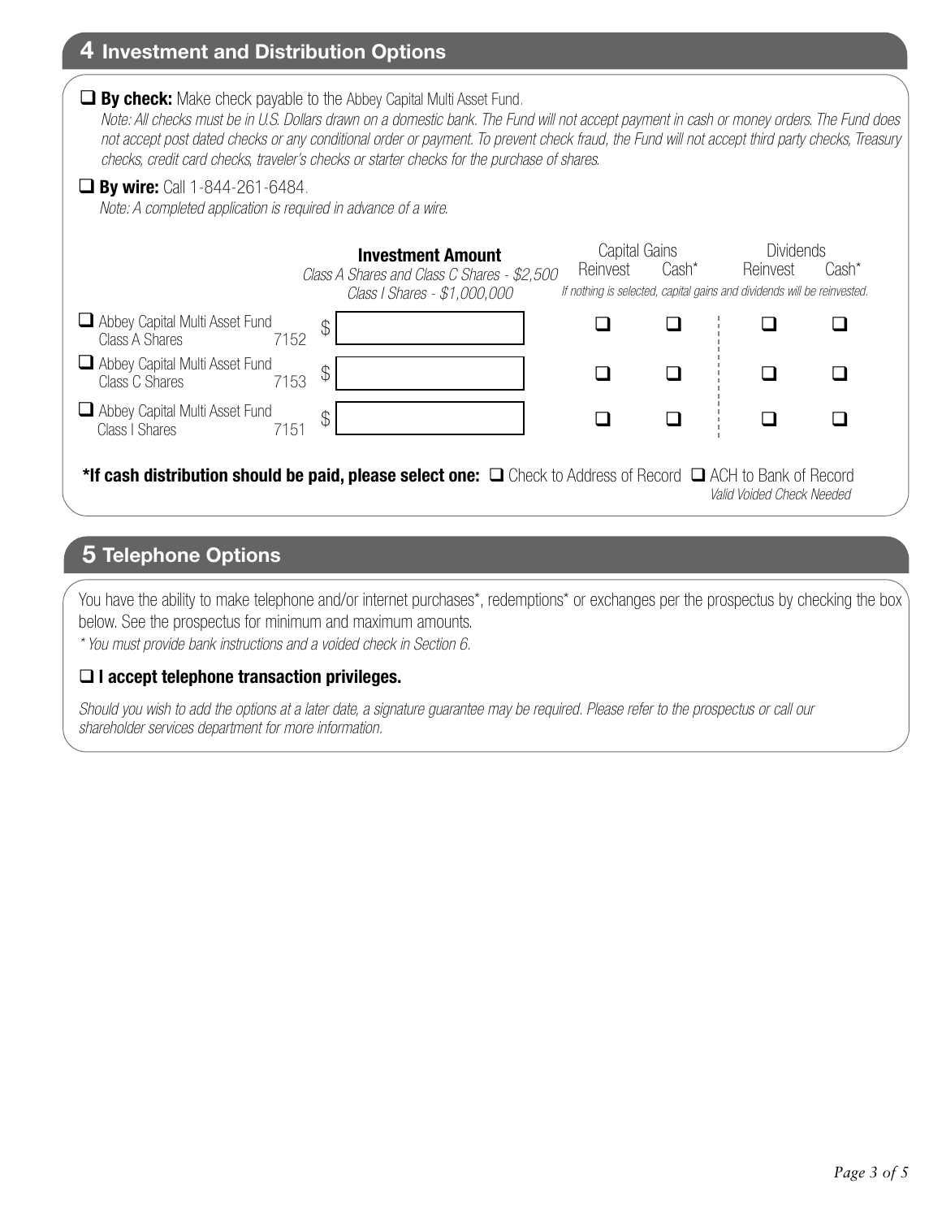## 4 Investment and Distribution Options

☐ **By check:** Make check payable to the Abbey Capital Multi Asset Fund.
*Note: All checks must be in U.S. Dollars drawn on a domestic bank. The Fund will not accept payment in cash or money orders. The Fund does not accept post dated checks or any conditional order or payment. To prevent check fraud, the Fund will not accept third party checks, Treasury checks, credit card checks, traveler's checks or starter checks for the purchase of shares.*

☐ **By wire:** Call 1-844-261-6484.
*Note: A completed application is required in advance of a wire.*

| | **Investment Amount** *Class A Shares and Class C Shares - $2,500* *Class I Shares - $1,000,000* | Capital Gains | | Dividends | |
|---|---|---|---|---|---|
| | | Reinvest | Cash* | Reinvest | Cash* |
| | | *If nothing is selected, capital gains and dividends will be reinvested.* | | | |
| ☐ Abbey Capital Multi Asset Fund Class A Shares 7152 | $ | ☐ | ☐ | ☐ | ☐ |
| ☐ Abbey Capital Multi Asset Fund Class C Shares 7153 | $ | ☐ | ☐ | ☐ | ☐ |
| ☐ Abbey Capital Multi Asset Fund Class I Shares 7151 | $ | ☐ | ☐ | ☐ | ☐ |

**\*If cash distribution should be paid, please select one:** ☐ Check to Address of Record ☐ ACH to Bank of Record *Valid Voided Check Needed*

## 5 Telephone Options

You have the ability to make telephone and/or internet purchases*, redemptions* or exchanges per the prospectus by checking the box below. See the prospectus for minimum and maximum amounts.
*\* You must provide bank instructions and a voided check in Section 6.*

☐ **I accept telephone transaction privileges.**

*Should you wish to add the options at a later date, a signature guarantee may be required. Please refer to the prospectus or call our shareholder services department for more information.*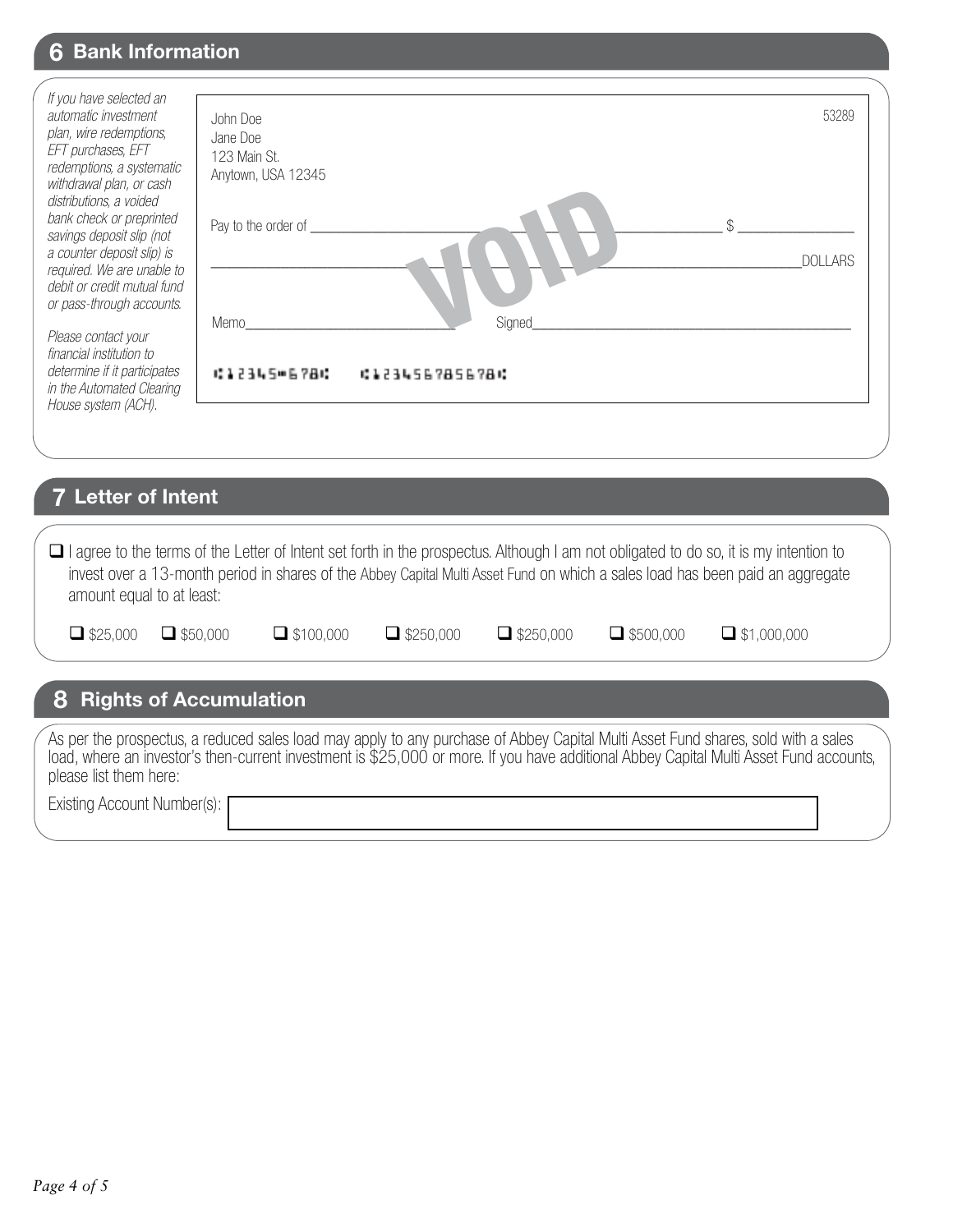## 6 Bank Information

*If you have selected an automatic investment plan, wire redemptions, EFT purchases, EFT redemptions, a systematic withdrawal plan, or cash distributions, a voided bank check or preprinted savings deposit slip (not a counter deposit slip) is required. We are unable to debit or credit mutual fund or pass-through accounts.*

*Please contact your financial institution to determine if it participates in the Automated Clearing House system (ACH).*

John Doe
Jane Doe
123 Main St.
Anytown, USA 12345

53289

Pay to the order of ______________________________ $ ____________

______________________________________________ DOLLARS

VOID

Memo______________________ Signed______________________

⑆12345⑉678⑆ ⑆12345678 5678⑆

## 7 Letter of Intent

☐ I agree to the terms of the Letter of Intent set forth in the prospectus. Although I am not obligated to do so, it is my intention to invest over a 13-month period in shares of the Abbey Capital Multi Asset Fund on which a sales load has been paid an aggregate amount equal to at least:

☐ $25,000 ☐ $50,000 ☐ $100,000 ☐ $250,000 ☐ $250,000 ☐ $500,000 ☐ $1,000,000

## 8 Rights of Accumulation

As per the prospectus, a reduced sales load may apply to any purchase of Abbey Capital Multi Asset Fund shares, sold with a sales load, where an investor's then-current investment is $25,000 or more. If you have additional Abbey Capital Multi Asset Fund accounts, please list them here:

Existing Account Number(s): ______________________________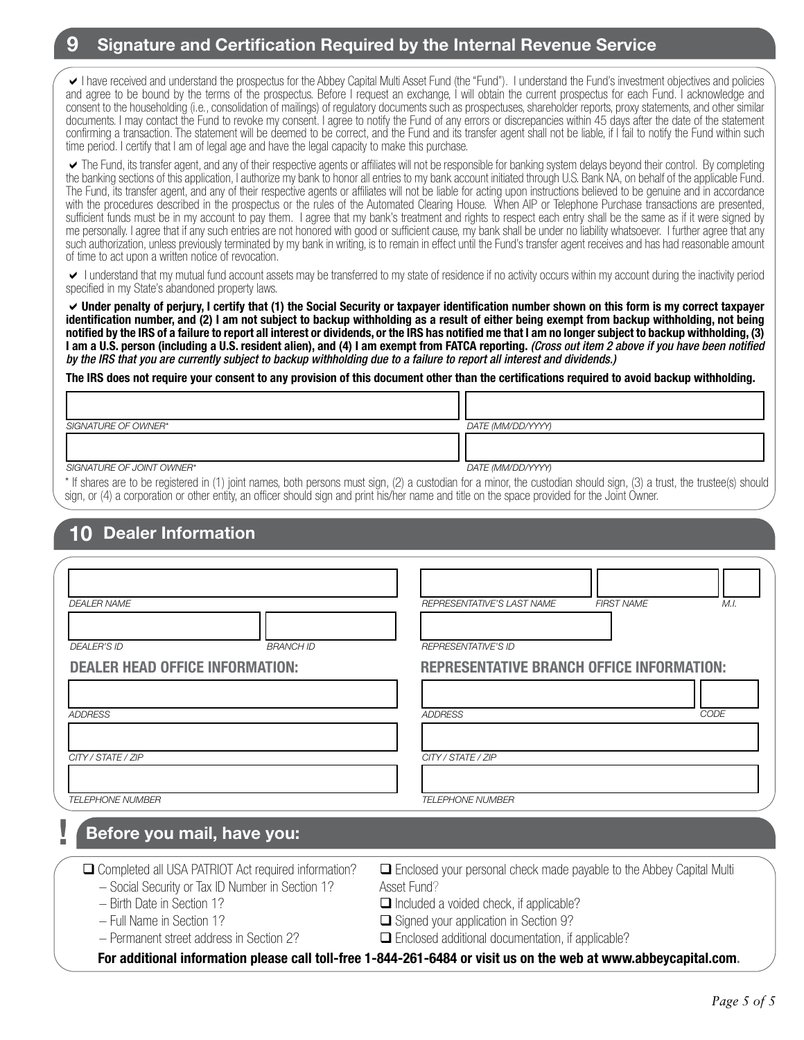## 9 Signature and Certification Required by the Internal Revenue Service

✔ I have received and understand the prospectus for the Abbey Capital Multi Asset Fund (the "Fund"). I understand the Fund's investment objectives and policies and agree to be bound by the terms of the prospectus. Before I request an exchange, I will obtain the current prospectus for each Fund. I acknowledge and consent to the householding (i.e., consolidation of mailings) of regulatory documents such as prospectuses, shareholder reports, proxy statements, and other similar documents. I may contact the Fund to revoke my consent. I agree to notify the Fund of any errors or discrepancies within 45 days after the date of the statement confirming a transaction. The statement will be deemed to be correct, and the Fund and its transfer agent shall not be liable, if I fail to notify the Fund within such time period. I certify that I am of legal age and have the legal capacity to make this purchase.

✔ The Fund, its transfer agent, and any of their respective agents or affiliates will not be responsible for banking system delays beyond their control. By completing the banking sections of this application, I authorize my bank to honor all entries to my bank account initiated through U.S. Bank NA, on behalf of the applicable Fund. The Fund, its transfer agent, and any of their respective agents or affiliates will not be liable for acting upon instructions believed to be genuine and in accordance with the procedures described in the prospectus or the rules of the Automated Clearing House. When AIP or Telephone Purchase transactions are presented, sufficient funds must be in my account to pay them. I agree that my bank's treatment and rights to respect each entry shall be the same as if it were signed by me personally. I agree that if any such entries are not honored with good or sufficient cause, my bank shall be under no liability whatsoever. I further agree that any such authorization, unless previously terminated by my bank in writing, is to remain in effect until the Fund's transfer agent receives and has had reasonable amount of time to act upon a written notice of revocation.

✔ I understand that my mutual fund account assets may be transferred to my state of residence if no activity occurs within my account during the inactivity period specified in my State's abandoned property laws.

✔ **Under penalty of perjury, I certify that (1) the Social Security or taxpayer identification number shown on this form is my correct taxpayer identification number, and (2) I am not subject to backup withholding as a result of either being exempt from backup withholding, not being notified by the IRS of a failure to report all interest or dividends, or the IRS has notified me that I am no longer subject to backup withholding, (3) I am a U.S. person (including a U.S. resident alien), and (4) I am exempt from FATCA reporting.** *(Cross out item 2 above if you have been notified by the IRS that you are currently subject to backup withholding due to a failure to report all interest and dividends.)*

**The IRS does not require your consent to any provision of this document other than the certifications required to avoid backup withholding.**

SIGNATURE OF OWNER* | DATE (MM/DD/YYYY)

SIGNATURE OF JOINT OWNER* | DATE (MM/DD/YYYY)

* If shares are to be registered in (1) joint names, both persons must sign, (2) a custodian for a minor, the custodian should sign, (3) a trust, the trustee(s) should sign, or (4) a corporation or other entity, an officer should sign and print his/her name and title on the space provided for the Joint Owner.

## 10 Dealer Information

DEALER NAME

DEALER'S ID | BRANCH ID

REPRESENTATIVE'S LAST NAME | FIRST NAME | M.I.

REPRESENTATIVE'S ID

### DEALER HEAD OFFICE INFORMATION:

ADDRESS

CITY / STATE / ZIP

TELEPHONE NUMBER

### REPRESENTATIVE BRANCH OFFICE INFORMATION:

ADDRESS | CODE

CITY / STATE / ZIP

TELEPHONE NUMBER

## ! Before you mail, have you:

- ❑ Completed all USA PATRIOT Act required information?
  - Social Security or Tax ID Number in Section 1?
  - Birth Date in Section 1?
  - Full Name in Section 1?
  - Permanent street address in Section 2?
- ❑ Enclosed your personal check made payable to the Abbey Capital Multi Asset Fund?
- ❑ Included a voided check, if applicable?
- ❑ Signed your application in Section 9?
- ❑ Enclosed additional documentation, if applicable?

**For additional information please call toll-free 1-844-261-6484 or visit us on the web at www.abbeycapital.com.**